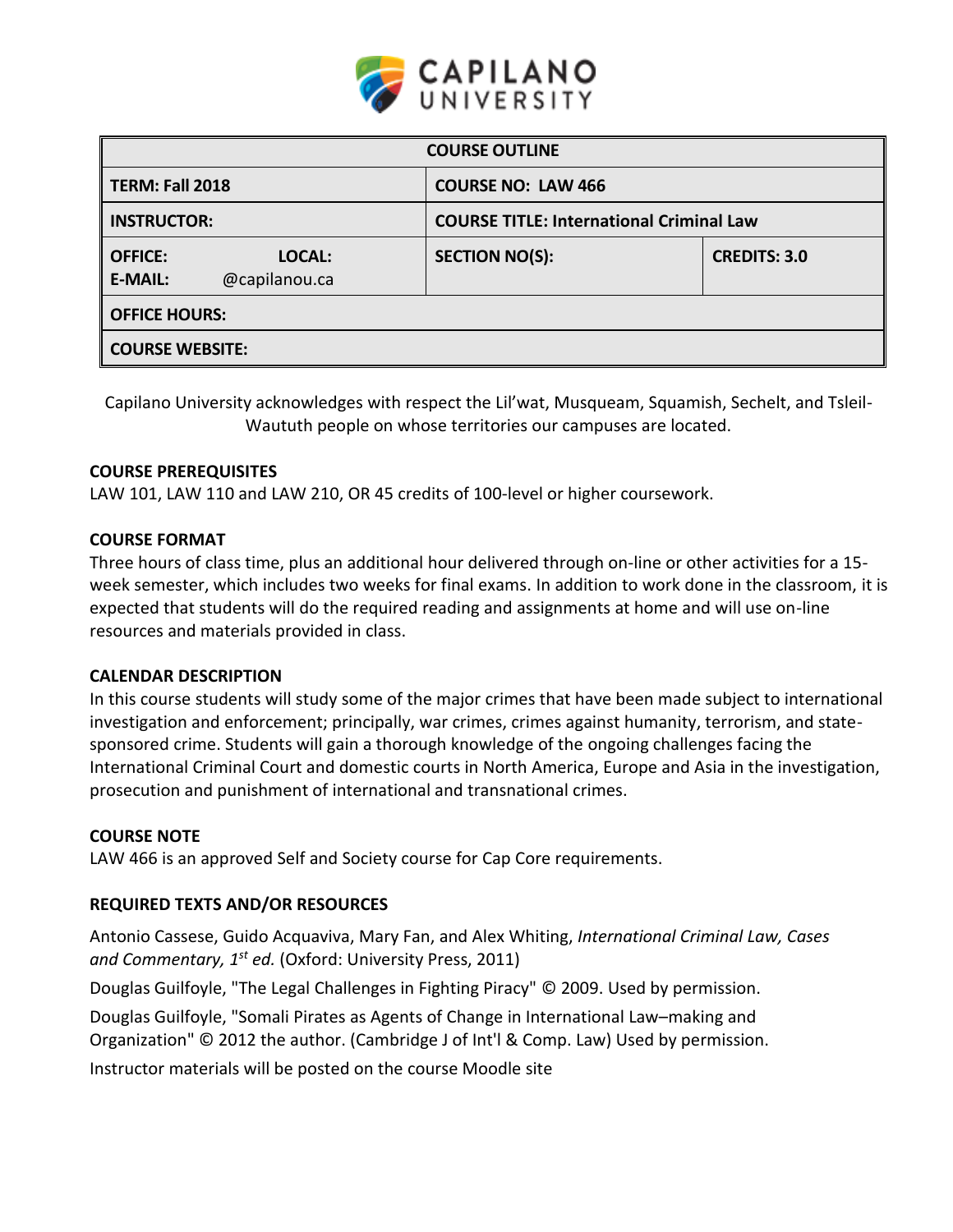CAPILANO UNIVERSITY

| COURSE OUTLINE | | |
|---|---|---|
| **TERM: Fall 2018** | **COURSE NO: LAW 466** | |
| **INSTRUCTOR:** | **COURSE TITLE: International Criminal Law** | |
| **OFFICE:** **LOCAL:** **E-MAIL:** @capilanou.ca | **SECTION NO(S):** | **CREDITS: 3.0** |
| **OFFICE HOURS:** | | |
| **COURSE WEBSITE:** | | |

Capilano University acknowledges with respect the Lil'wat, Musqueam, Squamish, Sechelt, and Tsleil-Waututh people on whose territories our campuses are located.

## COURSE PREREQUISITES

LAW 101, LAW 110 and LAW 210, OR 45 credits of 100-level or higher coursework.

## COURSE FORMAT

Three hours of class time, plus an additional hour delivered through on-line or other activities for a 15-week semester, which includes two weeks for final exams. In addition to work done in the classroom, it is expected that students will do the required reading and assignments at home and will use on-line resources and materials provided in class.

## CALENDAR DESCRIPTION

In this course students will study some of the major crimes that have been made subject to international investigation and enforcement; principally, war crimes, crimes against humanity, terrorism, and state-sponsored crime. Students will gain a thorough knowledge of the ongoing challenges facing the International Criminal Court and domestic courts in North America, Europe and Asia in the investigation, prosecution and punishment of international and transnational crimes.

## COURSE NOTE

LAW 466 is an approved Self and Society course for Cap Core requirements.

## REQUIRED TEXTS AND/OR RESOURCES

Antonio Cassese, Guido Acquaviva, Mary Fan, and Alex Whiting, *International Criminal Law, Cases and Commentary, 1st ed.* (Oxford: University Press, 2011)

Douglas Guilfoyle, "The Legal Challenges in Fighting Piracy" © 2009. Used by permission.

Douglas Guilfoyle, "Somali Pirates as Agents of Change in International Law–making and Organization" © 2012 the author. (Cambridge J of Int'l & Comp. Law) Used by permission.

Instructor materials will be posted on the course Moodle site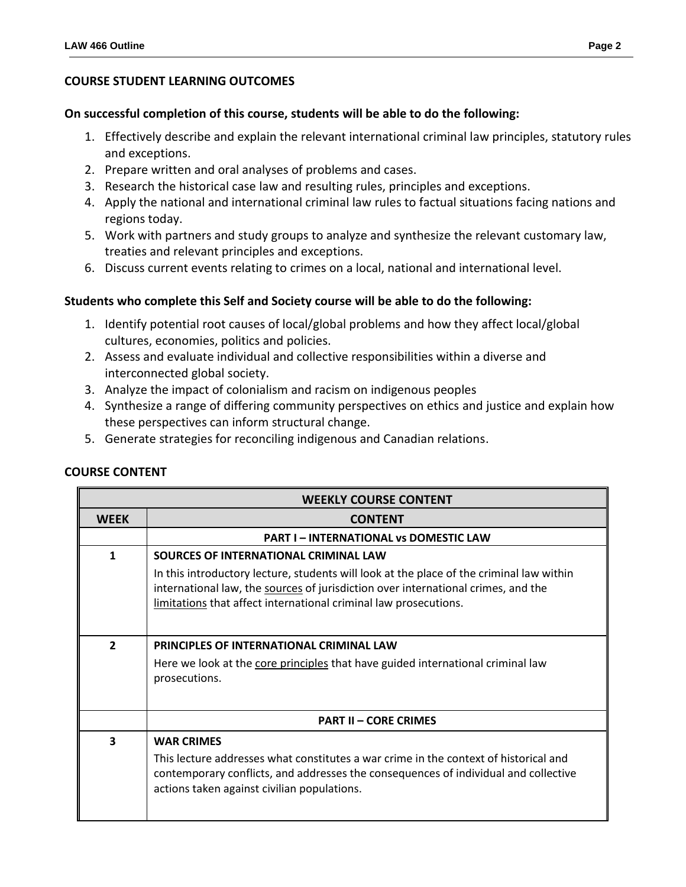## COURSE STUDENT LEARNING OUTCOMES

**On successful completion of this course, students will be able to do the following:**

1. Effectively describe and explain the relevant international criminal law principles, statutory rules and exceptions.
2. Prepare written and oral analyses of problems and cases.
3. Research the historical case law and resulting rules, principles and exceptions.
4. Apply the national and international criminal law rules to factual situations facing nations and regions today.
5. Work with partners and study groups to analyze and synthesize the relevant customary law, treaties and relevant principles and exceptions.
6. Discuss current events relating to crimes on a local, national and international level.

**Students who complete this Self and Society course will be able to do the following:**

1. Identify potential root causes of local/global problems and how they affect local/global cultures, economies, politics and policies.
2. Assess and evaluate individual and collective responsibilities within a diverse and interconnected global society.
3. Analyze the impact of colonialism and racism on indigenous peoples
4. Synthesize a range of differing community perspectives on ethics and justice and explain how these perspectives can inform structural change.
5. Generate strategies for reconciling indigenous and Canadian relations.

## COURSE CONTENT

| WEEKLY COURSE CONTENT | |
|---|---|
| **WEEK** | **CONTENT** |
| | **PART I – INTERNATIONAL vs DOMESTIC LAW** |
| **1** | **SOURCES OF INTERNATIONAL CRIMINAL LAW**<br>In this introductory lecture, students will look at the place of the criminal law within international law, the sources of jurisdiction over international crimes, and the limitations that affect international criminal law prosecutions. |
| **2** | **PRINCIPLES OF INTERNATIONAL CRIMINAL LAW**<br>Here we look at the core principles that have guided international criminal law prosecutions. |
| | **PART II – CORE CRIMES** |
| **3** | **WAR CRIMES**<br>This lecture addresses what constitutes a war crime in the context of historical and contemporary conflicts, and addresses the consequences of individual and collective actions taken against civilian populations. |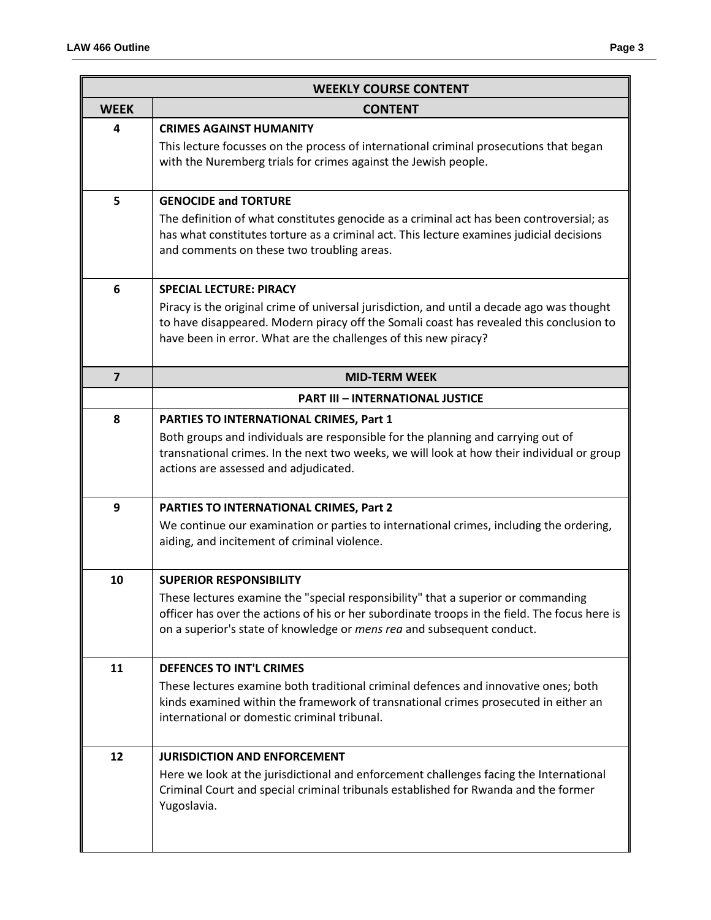| WEEKLY COURSE CONTENT | |
|---|---|
| **WEEK** | **CONTENT** |
| 4 | **CRIMES AGAINST HUMANITY**<br>This lecture focusses on the process of international criminal prosecutions that began with the Nuremberg trials for crimes against the Jewish people. |
| 5 | **GENOCIDE and TORTURE**<br>The definition of what constitutes genocide as a criminal act has been controversial; as has what constitutes torture as a criminal act. This lecture examines judicial decisions and comments on these two troubling areas. |
| 6 | **SPECIAL LECTURE: PIRACY**<br>Piracy is the original crime of universal jurisdiction, and until a decade ago was thought to have disappeared. Modern piracy off the Somali coast has revealed this conclusion to have been in error. What are the challenges of this new piracy? |
| **7** | **MID-TERM WEEK** |
| | **PART III – INTERNATIONAL JUSTICE** |
| 8 | **PARTIES TO INTERNATIONAL CRIMES, Part 1**<br>Both groups and individuals are responsible for the planning and carrying out of transnational crimes. In the next two weeks, we will look at how their individual or group actions are assessed and adjudicated. |
| 9 | **PARTIES TO INTERNATIONAL CRIMES, Part 2**<br>We continue our examination or parties to international crimes, including the ordering, aiding, and incitement of criminal violence. |
| 10 | **SUPERIOR RESPONSIBILITY**<br>These lectures examine the "special responsibility" that a superior or commanding officer has over the actions of his or her subordinate troops in the field. The focus here is on a superior's state of knowledge or *mens rea* and subsequent conduct. |
| 11 | **DEFENCES TO INT'L CRIMES**<br>These lectures examine both traditional criminal defences and innovative ones; both kinds examined within the framework of transnational crimes prosecuted in either an international or domestic criminal tribunal. |
| 12 | **JURISDICTION AND ENFORCEMENT**<br>Here we look at the jurisdictional and enforcement challenges facing the International Criminal Court and special criminal tribunals established for Rwanda and the former Yugoslavia. |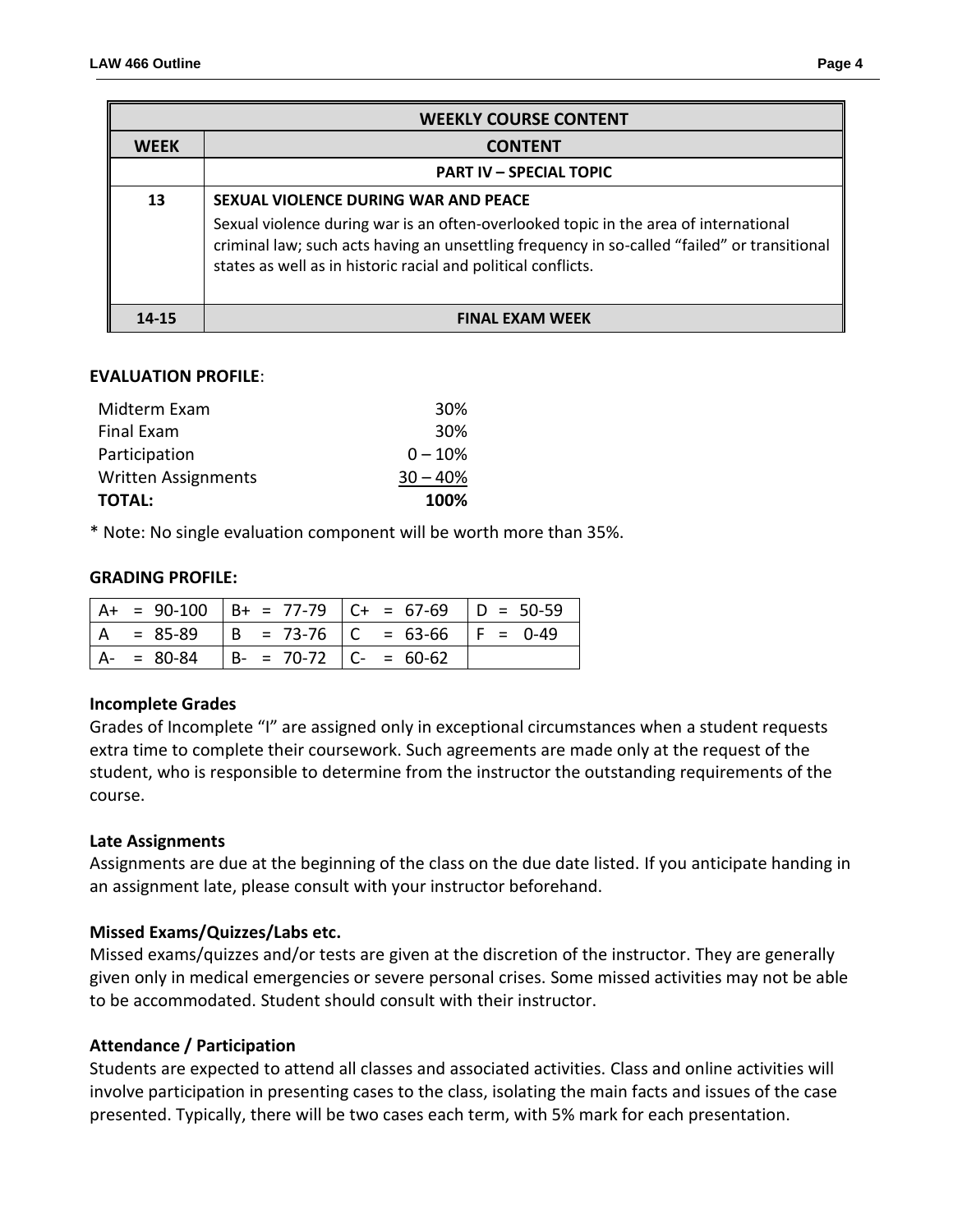| WEEKLY COURSE CONTENT | |
| --- | --- |
| **WEEK** | **CONTENT** |
| | **PART IV – SPECIAL TOPIC** |
| 13 | **SEXUAL VIOLENCE DURING WAR AND PEACE**<br>Sexual violence during war is an often-overlooked topic in the area of international criminal law; such acts having an unsettling frequency in so-called "failed" or transitional states as well as in historic racial and political conflicts. |
| 14-15 | **FINAL EXAM WEEK** |

**EVALUATION PROFILE**:

| | |
| --- | --- |
| Midterm Exam | 30% |
| Final Exam | 30% |
| Participation | 0 – 10% |
| Written Assignments | 30 – 40% |
| **TOTAL:** | **100%** |

* Note: No single evaluation component will be worth more than 35%.

**GRADING PROFILE:**

| | | | |
| --- | --- | --- | --- |
| A+ = 90-100 | B+ = 77-79 | C+ = 67-69 | D = 50-59 |
| A = 85-89 | B = 73-76 | C = 63-66 | F = 0-49 |
| A- = 80-84 | B- = 70-72 | C- = 60-62 | |

**Incomplete Grades**

Grades of Incomplete "I" are assigned only in exceptional circumstances when a student requests extra time to complete their coursework. Such agreements are made only at the request of the student, who is responsible to determine from the instructor the outstanding requirements of the course.

**Late Assignments**

Assignments are due at the beginning of the class on the due date listed. If you anticipate handing in an assignment late, please consult with your instructor beforehand.

**Missed Exams/Quizzes/Labs etc.**

Missed exams/quizzes and/or tests are given at the discretion of the instructor. They are generally given only in medical emergencies or severe personal crises. Some missed activities may not be able to be accommodated. Student should consult with their instructor.

**Attendance / Participation**

Students are expected to attend all classes and associated activities. Class and online activities will involve participation in presenting cases to the class, isolating the main facts and issues of the case presented. Typically, there will be two cases each term, with 5% mark for each presentation.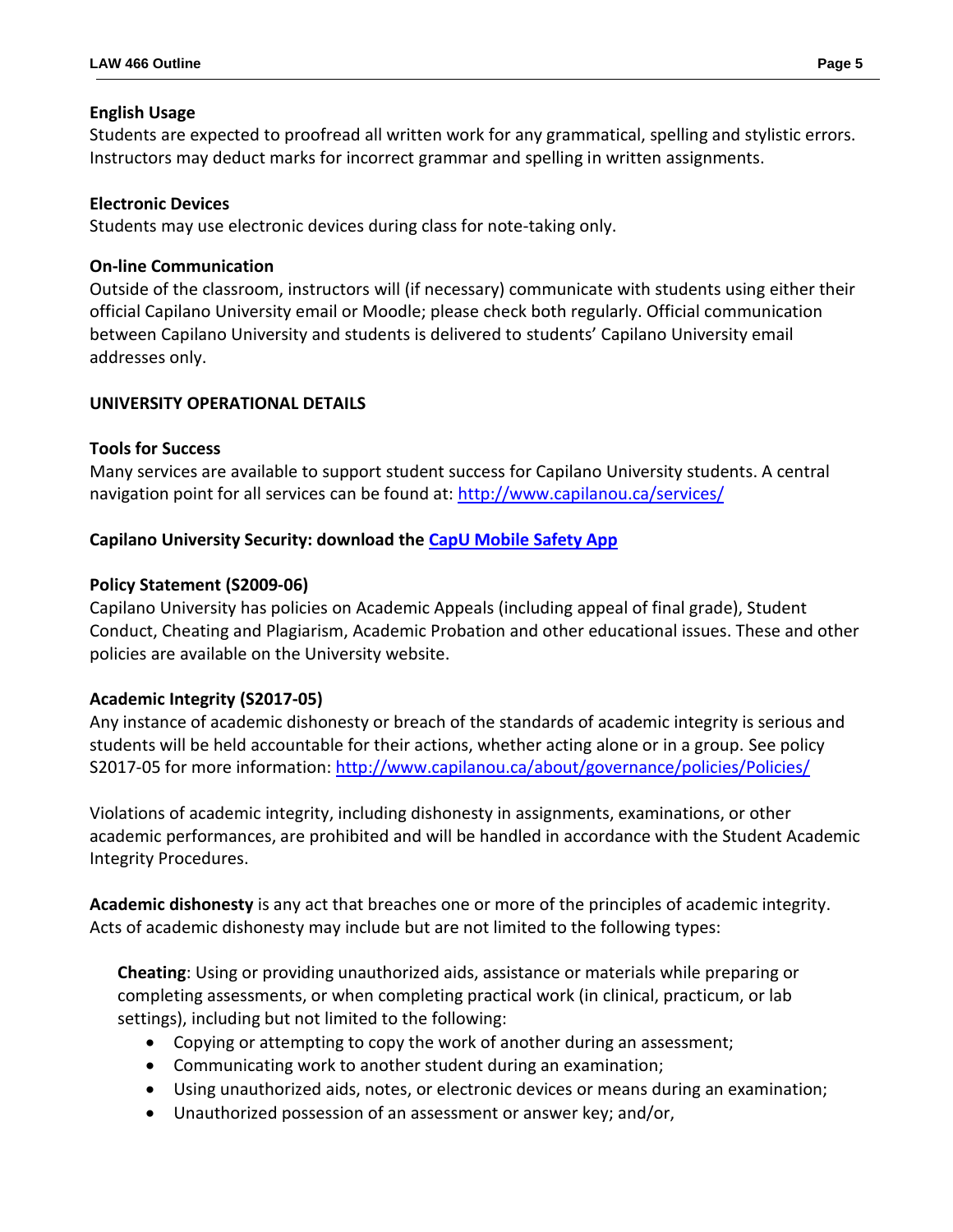**English Usage**
Students are expected to proofread all written work for any grammatical, spelling and stylistic errors. Instructors may deduct marks for incorrect grammar and spelling in written assignments.

**Electronic Devices**
Students may use electronic devices during class for note-taking only.

**On-line Communication**
Outside of the classroom, instructors will (if necessary) communicate with students using either their official Capilano University email or Moodle; please check both regularly. Official communication between Capilano University and students is delivered to students' Capilano University email addresses only.

**UNIVERSITY OPERATIONAL DETAILS**

**Tools for Success**
Many services are available to support student success for Capilano University students. A central navigation point for all services can be found at: [http://www.capilanou.ca/services/](http://www.capilanou.ca/services/)

**Capilano University Security: download the [CapU Mobile Safety App](#)**

**Policy Statement (S2009-06)**
Capilano University has policies on Academic Appeals (including appeal of final grade), Student Conduct, Cheating and Plagiarism, Academic Probation and other educational issues. These and other policies are available on the University website.

**Academic Integrity (S2017-05)**
Any instance of academic dishonesty or breach of the standards of academic integrity is serious and students will be held accountable for their actions, whether acting alone or in a group. See policy S2017-05 for more information: [http://www.capilanou.ca/about/governance/policies/Policies/](http://www.capilanou.ca/about/governance/policies/Policies/)

Violations of academic integrity, including dishonesty in assignments, examinations, or other academic performances, are prohibited and will be handled in accordance with the Student Academic Integrity Procedures.

**Academic dishonesty** is any act that breaches one or more of the principles of academic integrity. Acts of academic dishonesty may include but are not limited to the following types:

**Cheating**: Using or providing unauthorized aids, assistance or materials while preparing or completing assessments, or when completing practical work (in clinical, practicum, or lab settings), including but not limited to the following:

- Copying or attempting to copy the work of another during an assessment;
- Communicating work to another student during an examination;
- Using unauthorized aids, notes, or electronic devices or means during an examination;
- Unauthorized possession of an assessment or answer key; and/or,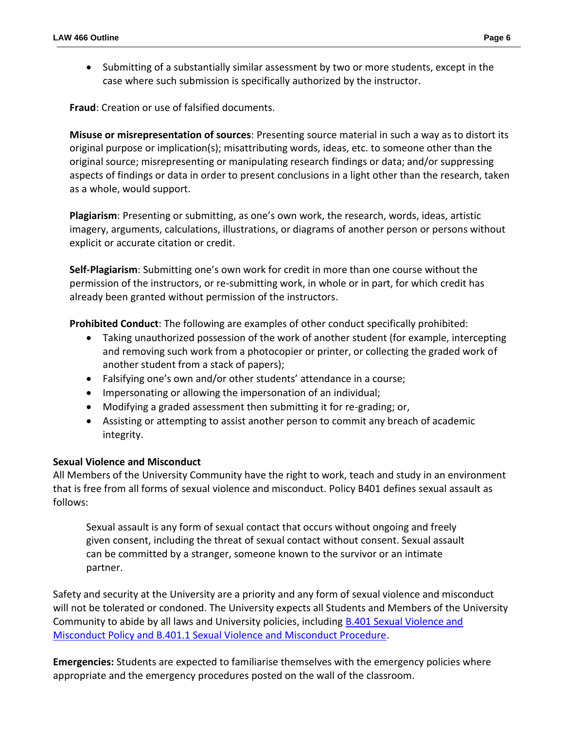- Submitting of a substantially similar assessment by two or more students, except in the case where such submission is specifically authorized by the instructor.

**Fraud**: Creation or use of falsified documents.

**Misuse or misrepresentation of sources**: Presenting source material in such a way as to distort its original purpose or implication(s); misattributing words, ideas, etc. to someone other than the original source; misrepresenting or manipulating research findings or data; and/or suppressing aspects of findings or data in order to present conclusions in a light other than the research, taken as a whole, would support.

**Plagiarism**: Presenting or submitting, as one's own work, the research, words, ideas, artistic imagery, arguments, calculations, illustrations, or diagrams of another person or persons without explicit or accurate citation or credit.

**Self-Plagiarism**: Submitting one's own work for credit in more than one course without the permission of the instructors, or re-submitting work, in whole or in part, for which credit has already been granted without permission of the instructors.

**Prohibited Conduct**: The following are examples of other conduct specifically prohibited:

- Taking unauthorized possession of the work of another student (for example, intercepting and removing such work from a photocopier or printer, or collecting the graded work of another student from a stack of papers);
- Falsifying one's own and/or other students' attendance in a course;
- Impersonating or allowing the impersonation of an individual;
- Modifying a graded assessment then submitting it for re-grading; or,
- Assisting or attempting to assist another person to commit any breach of academic integrity.

**Sexual Violence and Misconduct**

All Members of the University Community have the right to work, teach and study in an environment that is free from all forms of sexual violence and misconduct. Policy B401 defines sexual assault as follows:

> Sexual assault is any form of sexual contact that occurs without ongoing and freely given consent, including the threat of sexual contact without consent. Sexual assault can be committed by a stranger, someone known to the survivor or an intimate partner.

Safety and security at the University are a priority and any form of sexual violence and misconduct will not be tolerated or condoned. The University expects all Students and Members of the University Community to abide by all laws and University policies, including B.401 Sexual Violence and Misconduct Policy and B.401.1 Sexual Violence and Misconduct Procedure.

**Emergencies:** Students are expected to familiarise themselves with the emergency policies where appropriate and the emergency procedures posted on the wall of the classroom.